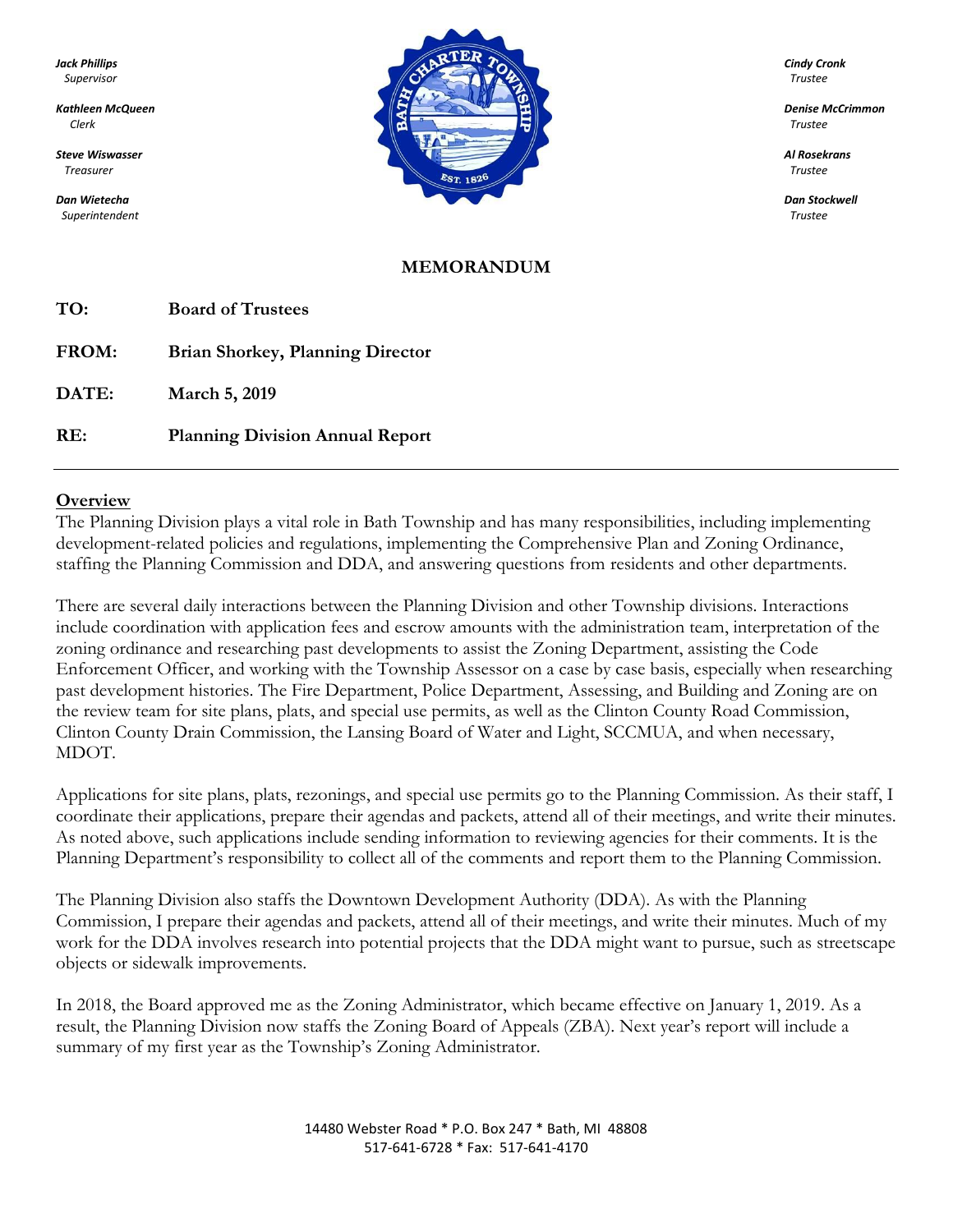*Jack Phillips*
*Supervisor*

*Kathleen McQueen*
*Clerk*

*Steve Wiswasser*
*Treasurer*

*Dan Wietecha*
*Superintendent*

*Cindy Cronk*
*Trustee*

*Denise McCrimmon*
*Trustee*

*Al Rosekrans*
*Trustee*

*Dan Stockwell*
*Trustee*

# MEMORANDUM

**TO:** **Board of Trustees**

**FROM:** **Brian Shorkey, Planning Director**

**DATE:** **March 5, 2019**

**RE:** **Planning Division Annual Report**

---

## Overview

The Planning Division plays a vital role in Bath Township and has many responsibilities, including implementing development-related policies and regulations, implementing the Comprehensive Plan and Zoning Ordinance, staffing the Planning Commission and DDA, and answering questions from residents and other departments.

There are several daily interactions between the Planning Division and other Township divisions. Interactions include coordination with application fees and escrow amounts with the administration team, interpretation of the zoning ordinance and researching past developments to assist the Zoning Department, assisting the Code Enforcement Officer, and working with the Township Assessor on a case by case basis, especially when researching past development histories. The Fire Department, Police Department, Assessing, and Building and Zoning are on the review team for site plans, plats, and special use permits, as well as the Clinton County Road Commission, Clinton County Drain Commission, the Lansing Board of Water and Light, SCCMUA, and when necessary, MDOT.

Applications for site plans, plats, rezonings, and special use permits go to the Planning Commission. As their staff, I coordinate their applications, prepare their agendas and packets, attend all of their meetings, and write their minutes. As noted above, such applications include sending information to reviewing agencies for their comments. It is the Planning Department's responsibility to collect all of the comments and report them to the Planning Commission.

The Planning Division also staffs the Downtown Development Authority (DDA). As with the Planning Commission, I prepare their agendas and packets, attend all of their meetings, and write their minutes. Much of my work for the DDA involves research into potential projects that the DDA might want to pursue, such as streetscape objects or sidewalk improvements.

In 2018, the Board approved me as the Zoning Administrator, which became effective on January 1, 2019. As a result, the Planning Division now staffs the Zoning Board of Appeals (ZBA). Next year's report will include a summary of my first year as the Township's Zoning Administrator.

14480 Webster Road * P.O. Box 247 * Bath, MI 48808
517-641-6728 * Fax: 517-641-4170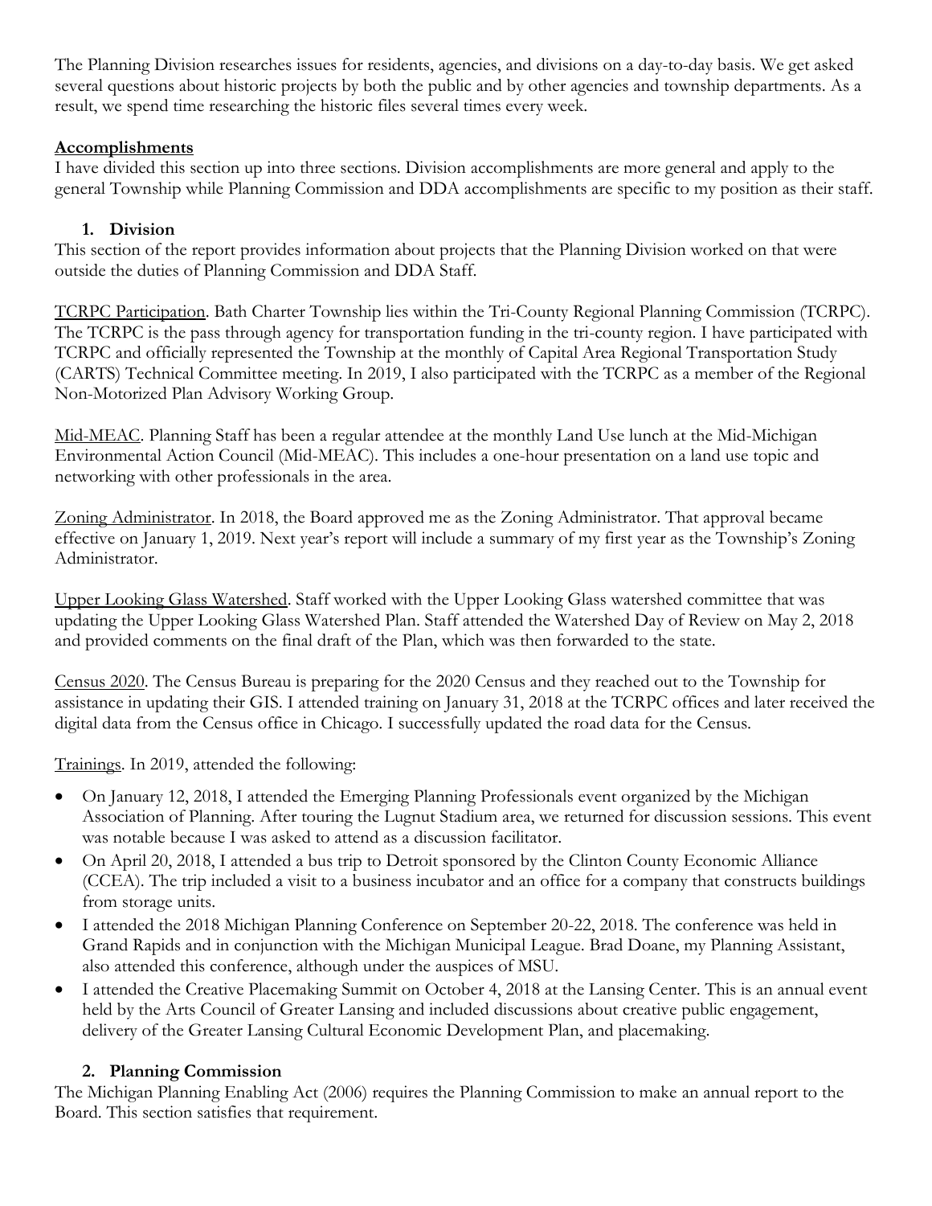The Planning Division researches issues for residents, agencies, and divisions on a day-to-day basis. We get asked several questions about historic projects by both the public and by other agencies and township departments. As a result, we spend time researching the historic files several times every week.

## Accomplishments

I have divided this section up into three sections. Division accomplishments are more general and apply to the general Township while Planning Commission and DDA accomplishments are specific to my position as their staff.

### 1. Division

This section of the report provides information about projects that the Planning Division worked on that were outside the duties of Planning Commission and DDA Staff.

TCRPC Participation. Bath Charter Township lies within the Tri-County Regional Planning Commission (TCRPC). The TCRPC is the pass through agency for transportation funding in the tri-county region. I have participated with TCRPC and officially represented the Township at the monthly of Capital Area Regional Transportation Study (CARTS) Technical Committee meeting. In 2019, I also participated with the TCRPC as a member of the Regional Non-Motorized Plan Advisory Working Group.

Mid-MEAC. Planning Staff has been a regular attendee at the monthly Land Use lunch at the Mid-Michigan Environmental Action Council (Mid-MEAC). This includes a one-hour presentation on a land use topic and networking with other professionals in the area.

Zoning Administrator. In 2018, the Board approved me as the Zoning Administrator. That approval became effective on January 1, 2019. Next year's report will include a summary of my first year as the Township's Zoning Administrator.

Upper Looking Glass Watershed. Staff worked with the Upper Looking Glass watershed committee that was updating the Upper Looking Glass Watershed Plan. Staff attended the Watershed Day of Review on May 2, 2018 and provided comments on the final draft of the Plan, which was then forwarded to the state.

Census 2020. The Census Bureau is preparing for the 2020 Census and they reached out to the Township for assistance in updating their GIS. I attended training on January 31, 2018 at the TCRPC offices and later received the digital data from the Census office in Chicago. I successfully updated the road data for the Census.

Trainings. In 2019, attended the following:

- On January 12, 2018, I attended the Emerging Planning Professionals event organized by the Michigan Association of Planning. After touring the Lugnut Stadium area, we returned for discussion sessions. This event was notable because I was asked to attend as a discussion facilitator.
- On April 20, 2018, I attended a bus trip to Detroit sponsored by the Clinton County Economic Alliance (CCEA). The trip included a visit to a business incubator and an office for a company that constructs buildings from storage units.
- I attended the 2018 Michigan Planning Conference on September 20-22, 2018. The conference was held in Grand Rapids and in conjunction with the Michigan Municipal League. Brad Doane, my Planning Assistant, also attended this conference, although under the auspices of MSU.
- I attended the Creative Placemaking Summit on October 4, 2018 at the Lansing Center. This is an annual event held by the Arts Council of Greater Lansing and included discussions about creative public engagement, delivery of the Greater Lansing Cultural Economic Development Plan, and placemaking.

### 2. Planning Commission

The Michigan Planning Enabling Act (2006) requires the Planning Commission to make an annual report to the Board. This section satisfies that requirement.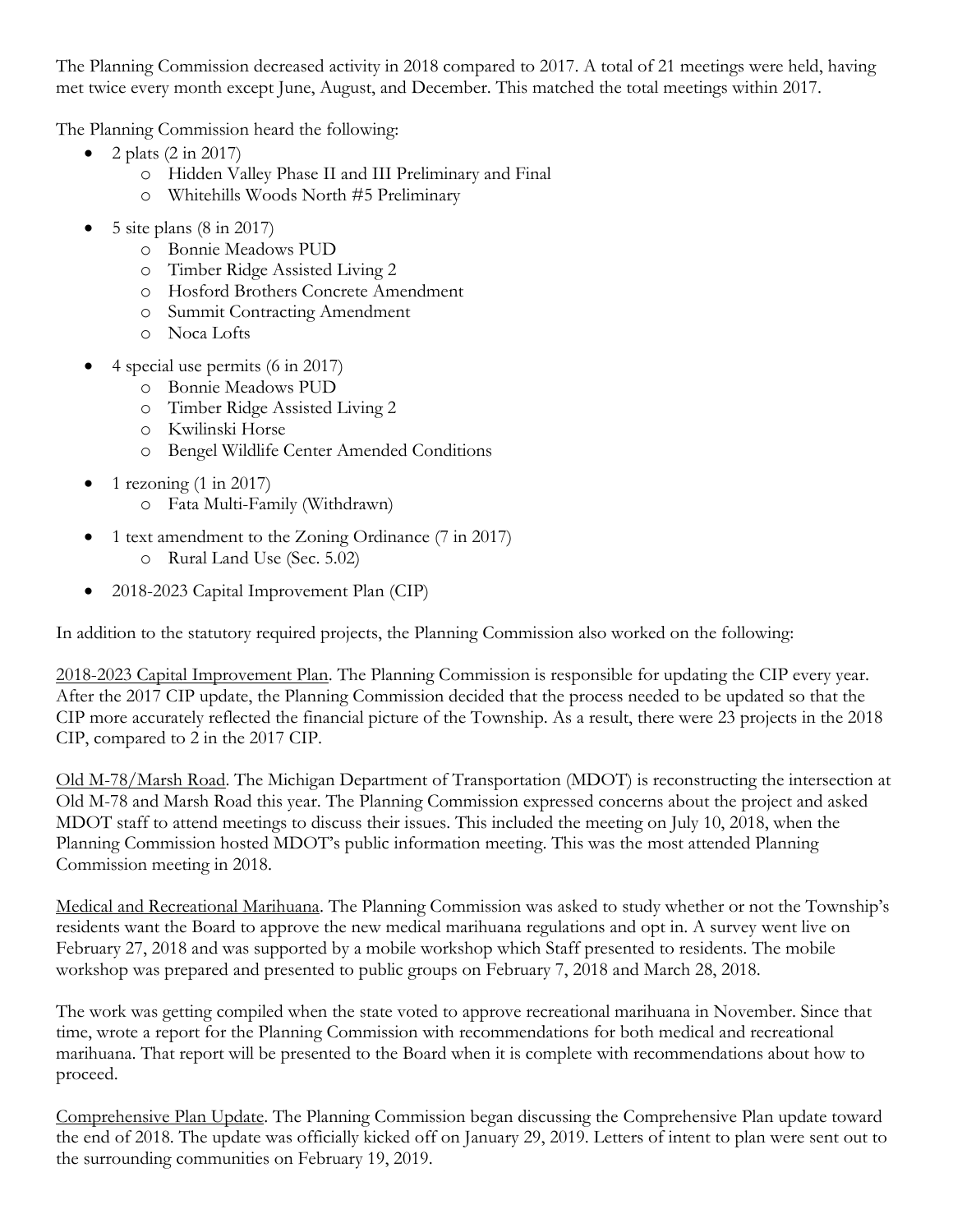The Planning Commission decreased activity in 2018 compared to 2017. A total of 21 meetings were held, having met twice every month except June, August, and December. This matched the total meetings within 2017.

The Planning Commission heard the following:

- 2 plats (2 in 2017)
  - Hidden Valley Phase II and III Preliminary and Final
  - Whitehills Woods North #5 Preliminary
- 5 site plans (8 in 2017)
  - Bonnie Meadows PUD
  - Timber Ridge Assisted Living 2
  - Hosford Brothers Concrete Amendment
  - Summit Contracting Amendment
  - Noca Lofts
- 4 special use permits (6 in 2017)
  - Bonnie Meadows PUD
  - Timber Ridge Assisted Living 2
  - Kwilinski Horse
  - Bengel Wildlife Center Amended Conditions
- 1 rezoning (1 in 2017)
  - Fata Multi-Family (Withdrawn)
- 1 text amendment to the Zoning Ordinance (7 in 2017)
  - Rural Land Use (Sec. 5.02)
- 2018-2023 Capital Improvement Plan (CIP)

In addition to the statutory required projects, the Planning Commission also worked on the following:

<u>2018-2023 Capital Improvement Plan</u>. The Planning Commission is responsible for updating the CIP every year. After the 2017 CIP update, the Planning Commission decided that the process needed to be updated so that the CIP more accurately reflected the financial picture of the Township. As a result, there were 23 projects in the 2018 CIP, compared to 2 in the 2017 CIP.

<u>Old M-78/Marsh Road</u>. The Michigan Department of Transportation (MDOT) is reconstructing the intersection at Old M-78 and Marsh Road this year. The Planning Commission expressed concerns about the project and asked MDOT staff to attend meetings to discuss their issues. This included the meeting on July 10, 2018, when the Planning Commission hosted MDOT's public information meeting. This was the most attended Planning Commission meeting in 2018.

<u>Medical and Recreational Marihuana</u>. The Planning Commission was asked to study whether or not the Township's residents want the Board to approve the new medical marihuana regulations and opt in. A survey went live on February 27, 2018 and was supported by a mobile workshop which Staff presented to residents. The mobile workshop was prepared and presented to public groups on February 7, 2018 and March 28, 2018.

The work was getting compiled when the state voted to approve recreational marihuana in November. Since that time, wrote a report for the Planning Commission with recommendations for both medical and recreational marihuana. That report will be presented to the Board when it is complete with recommendations about how to proceed.

<u>Comprehensive Plan Update</u>. The Planning Commission began discussing the Comprehensive Plan update toward the end of 2018. The update was officially kicked off on January 29, 2019. Letters of intent to plan were sent out to the surrounding communities on February 19, 2019.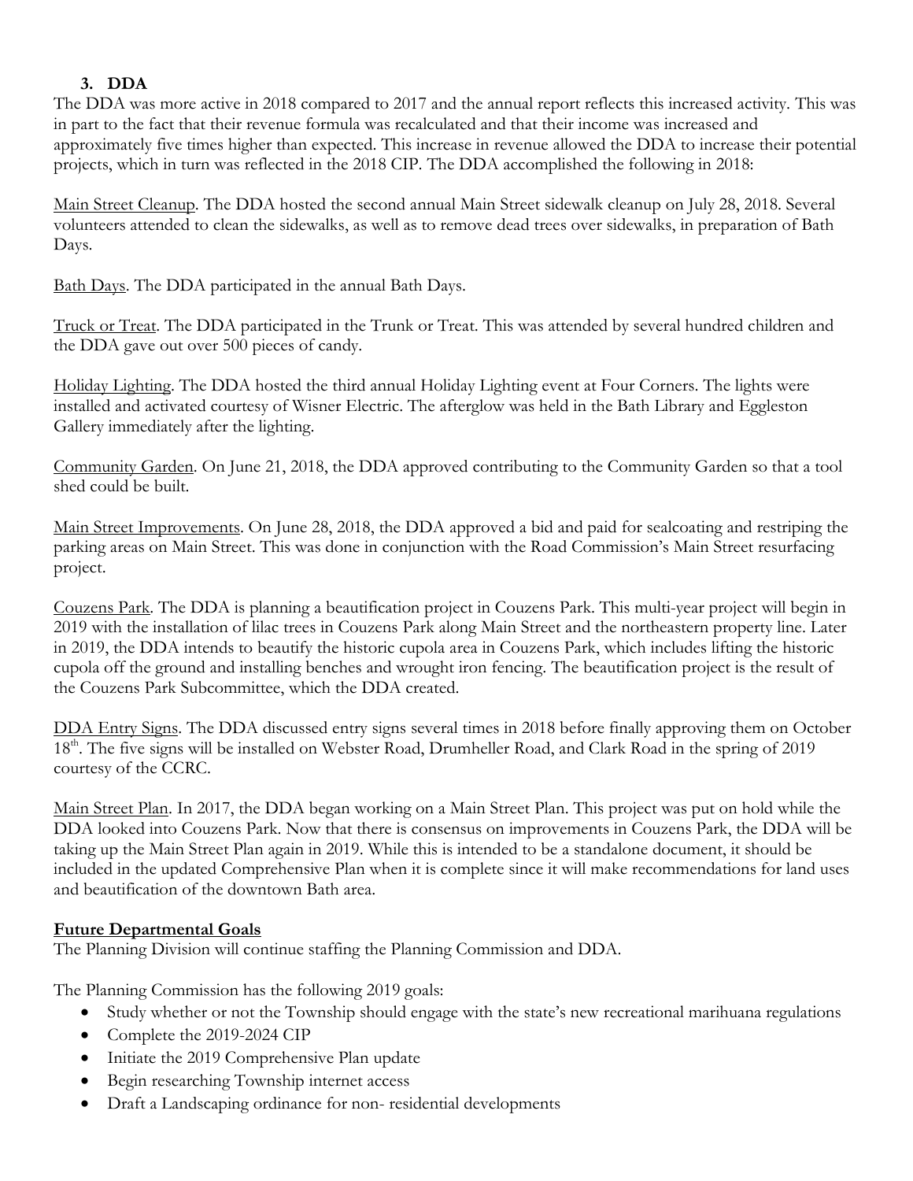### 3. DDA

The DDA was more active in 2018 compared to 2017 and the annual report reflects this increased activity. This was in part to the fact that their revenue formula was recalculated and that their income was increased and approximately five times higher than expected. This increase in revenue allowed the DDA to increase their potential projects, which in turn was reflected in the 2018 CIP. The DDA accomplished the following in 2018:

Main Street Cleanup. The DDA hosted the second annual Main Street sidewalk cleanup on July 28, 2018. Several volunteers attended to clean the sidewalks, as well as to remove dead trees over sidewalks, in preparation of Bath Days.

Bath Days. The DDA participated in the annual Bath Days.

Truck or Treat. The DDA participated in the Trunk or Treat. This was attended by several hundred children and the DDA gave out over 500 pieces of candy.

Holiday Lighting. The DDA hosted the third annual Holiday Lighting event at Four Corners. The lights were installed and activated courtesy of Wisner Electric. The afterglow was held in the Bath Library and Eggleston Gallery immediately after the lighting.

Community Garden. On June 21, 2018, the DDA approved contributing to the Community Garden so that a tool shed could be built.

Main Street Improvements. On June 28, 2018, the DDA approved a bid and paid for sealcoating and restriping the parking areas on Main Street. This was done in conjunction with the Road Commission's Main Street resurfacing project.

Couzens Park. The DDA is planning a beautification project in Couzens Park. This multi-year project will begin in 2019 with the installation of lilac trees in Couzens Park along Main Street and the northeastern property line. Later in 2019, the DDA intends to beautify the historic cupola area in Couzens Park, which includes lifting the historic cupola off the ground and installing benches and wrought iron fencing. The beautification project is the result of the Couzens Park Subcommittee, which the DDA created.

DDA Entry Signs. The DDA discussed entry signs several times in 2018 before finally approving them on October 18th. The five signs will be installed on Webster Road, Drumheller Road, and Clark Road in the spring of 2019 courtesy of the CCRC.

Main Street Plan. In 2017, the DDA began working on a Main Street Plan. This project was put on hold while the DDA looked into Couzens Park. Now that there is consensus on improvements in Couzens Park, the DDA will be taking up the Main Street Plan again in 2019. While this is intended to be a standalone document, it should be included in the updated Comprehensive Plan when it is complete since it will make recommendations for land uses and beautification of the downtown Bath area.

**Future Departmental Goals**

The Planning Division will continue staffing the Planning Commission and DDA.

The Planning Commission has the following 2019 goals:

- Study whether or not the Township should engage with the state's new recreational marihuana regulations
- Complete the 2019-2024 CIP
- Initiate the 2019 Comprehensive Plan update
- Begin researching Township internet access
- Draft a Landscaping ordinance for non- residential developments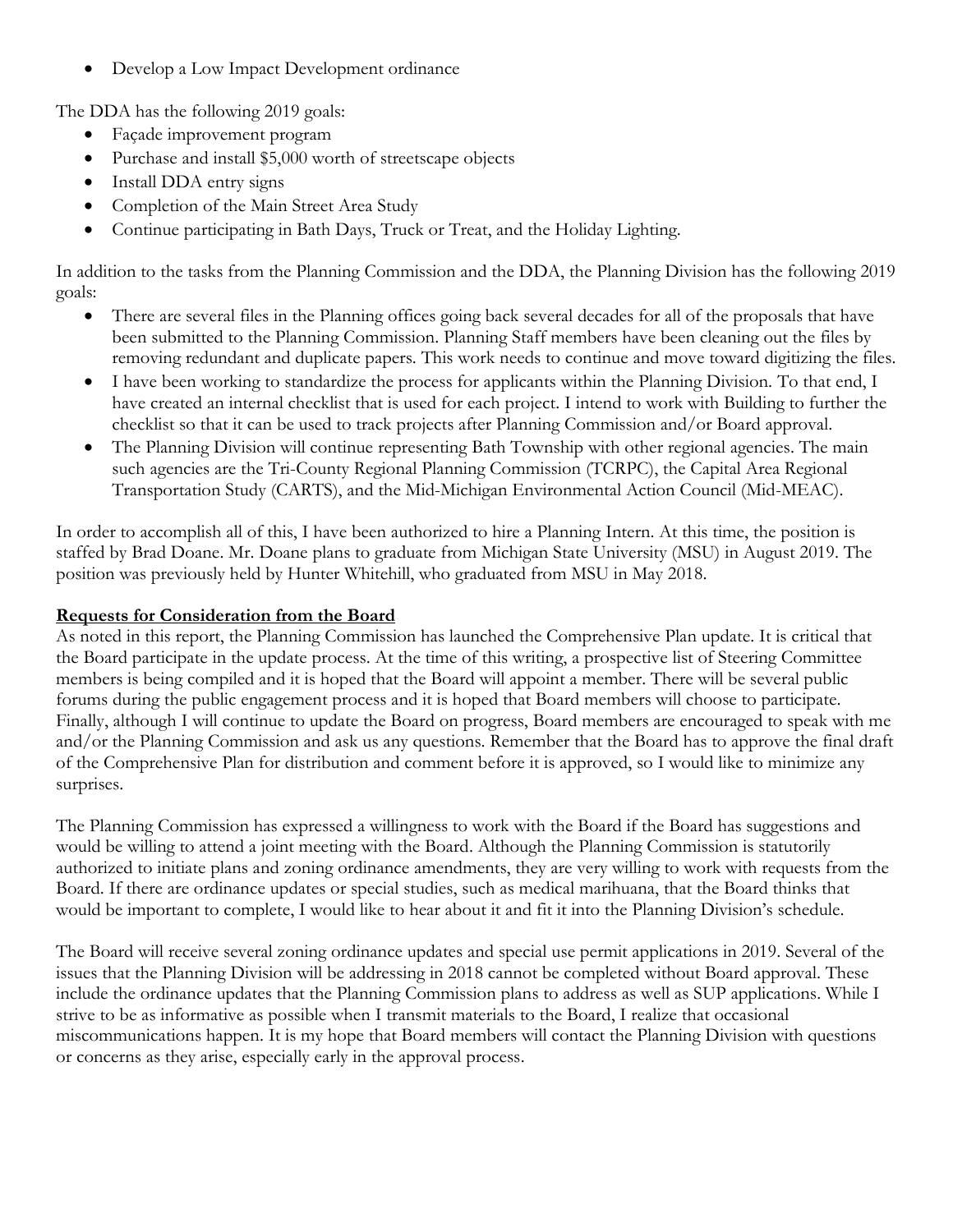- Develop a Low Impact Development ordinance

The DDA has the following 2019 goals:

- Façade improvement program
- Purchase and install $5,000 worth of streetscape objects
- Install DDA entry signs
- Completion of the Main Street Area Study
- Continue participating in Bath Days, Truck or Treat, and the Holiday Lighting.

In addition to the tasks from the Planning Commission and the DDA, the Planning Division has the following 2019 goals:

- There are several files in the Planning offices going back several decades for all of the proposals that have been submitted to the Planning Commission. Planning Staff members have been cleaning out the files by removing redundant and duplicate papers. This work needs to continue and move toward digitizing the files.
- I have been working to standardize the process for applicants within the Planning Division. To that end, I have created an internal checklist that is used for each project. I intend to work with Building to further the checklist so that it can be used to track projects after Planning Commission and/or Board approval.
- The Planning Division will continue representing Bath Township with other regional agencies. The main such agencies are the Tri-County Regional Planning Commission (TCRPC), the Capital Area Regional Transportation Study (CARTS), and the Mid-Michigan Environmental Action Council (Mid-MEAC).

In order to accomplish all of this, I have been authorized to hire a Planning Intern. At this time, the position is staffed by Brad Doane. Mr. Doane plans to graduate from Michigan State University (MSU) in August 2019. The position was previously held by Hunter Whitehill, who graduated from MSU in May 2018.

**Requests for Consideration from the Board**

As noted in this report, the Planning Commission has launched the Comprehensive Plan update. It is critical that the Board participate in the update process. At the time of this writing, a prospective list of Steering Committee members is being compiled and it is hoped that the Board will appoint a member. There will be several public forums during the public engagement process and it is hoped that Board members will choose to participate. Finally, although I will continue to update the Board on progress, Board members are encouraged to speak with me and/or the Planning Commission and ask us any questions. Remember that the Board has to approve the final draft of the Comprehensive Plan for distribution and comment before it is approved, so I would like to minimize any surprises.

The Planning Commission has expressed a willingness to work with the Board if the Board has suggestions and would be willing to attend a joint meeting with the Board. Although the Planning Commission is statutorily authorized to initiate plans and zoning ordinance amendments, they are very willing to work with requests from the Board. If there are ordinance updates or special studies, such as medical marihuana, that the Board thinks that would be important to complete, I would like to hear about it and fit it into the Planning Division's schedule.

The Board will receive several zoning ordinance updates and special use permit applications in 2019. Several of the issues that the Planning Division will be addressing in 2018 cannot be completed without Board approval. These include the ordinance updates that the Planning Commission plans to address as well as SUP applications. While I strive to be as informative as possible when I transmit materials to the Board, I realize that occasional miscommunications happen. It is my hope that Board members will contact the Planning Division with questions or concerns as they arise, especially early in the approval process.